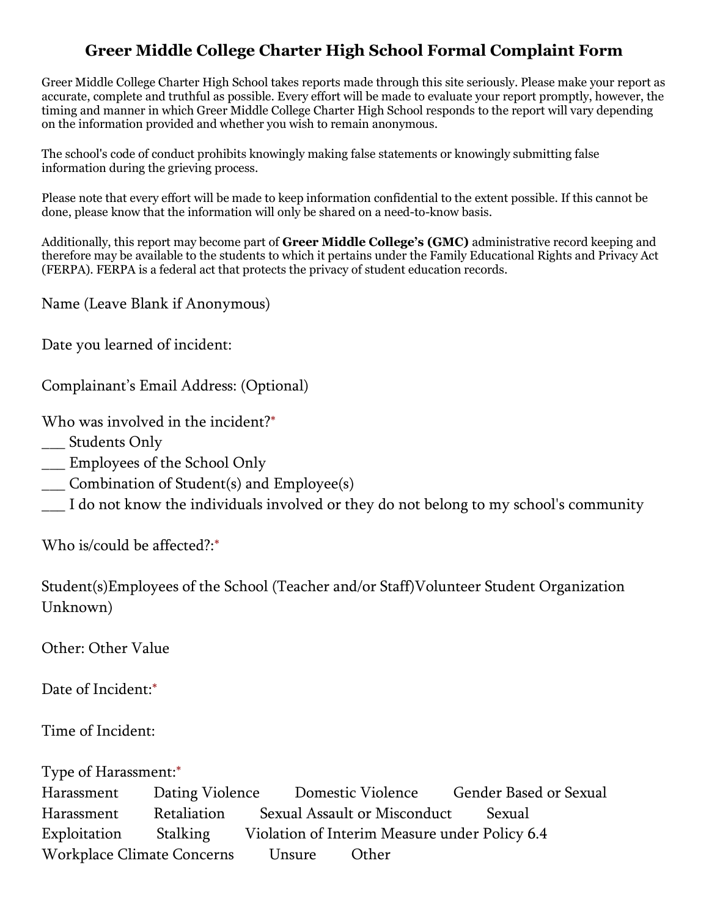# Greer Middle College Charter High School Formal Complaint Form

Greer Middle College Charter High School takes reports made through this site seriously. Please make your report as accurate, complete and truthful as possible. Every effort will be made to evaluate your report promptly, however, the timing and manner in which Greer Middle College Charter High School responds to the report will vary depending on the information provided and whether you wish to remain anonymous.

The school's code of conduct prohibits knowingly making false statements or knowingly submitting false information during the grieving process.

Please note that every effort will be made to keep information confidential to the extent possible. If this cannot be done, please know that the information will only be shared on a need-to-know basis.

Additionally, this report may become part of **Greer Middle College's (GMC)** administrative record keeping and therefore may be available to the students to which it pertains under the Family Educational Rights and Privacy Act (FERPA). FERPA is a federal act that protects the privacy of student education records.

Name (Leave Blank if Anonymous)

Date you learned of incident:

Complainant's Email Address: (Optional)

Who was involved in the incident?*

___ Students Only
___ Employees of the School Only
___ Combination of Student(s) and Employee(s)
___ I do not know the individuals involved or they do not belong to my school's community

Who is/could be affected?:*

Student(s)Employees of the School (Teacher and/or Staff)Volunteer Student Organization Unknown)

Other: Other Value

Date of Incident:*

Time of Incident:

Type of Harassment:*

Harassment Dating Violence Domestic Violence Gender Based or Sexual Harassment Retaliation Sexual Assault or Misconduct Sexual Exploitation Stalking Violation of Interim Measure under Policy 6.4 Workplace Climate Concerns Unsure Other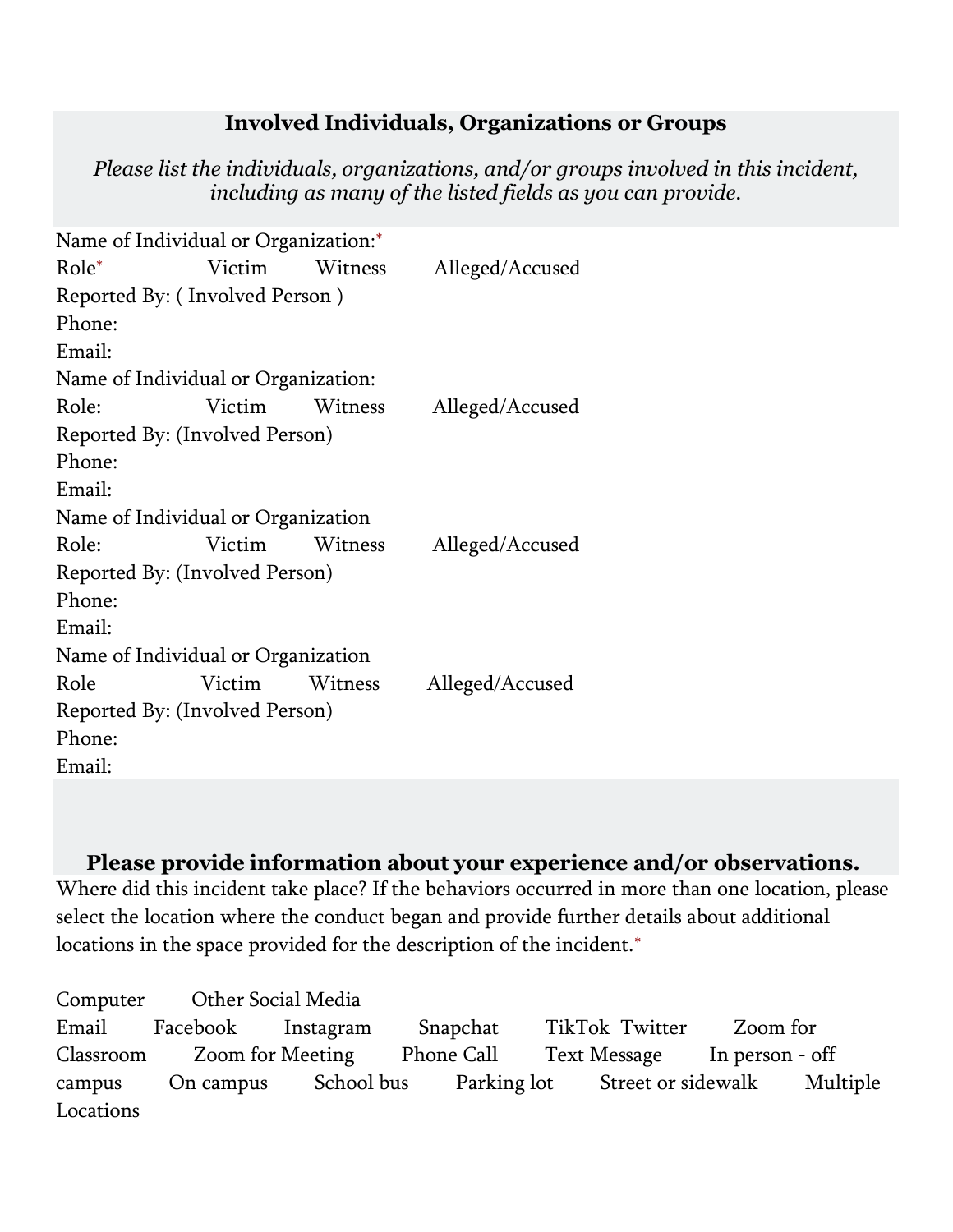## Involved Individuals, Organizations or Groups

*Please list the individuals, organizations, and/or groups involved in this incident, including as many of the listed fields as you can provide.*

Name of Individual or Organization:*
Role* Victim Witness Alleged/Accused
Reported By: ( Involved Person )
Phone:
Email:

Name of Individual or Organization:
Role: Victim Witness Alleged/Accused
Reported By: (Involved Person)
Phone:
Email:

Name of Individual or Organization
Role: Victim Witness Alleged/Accused
Reported By: (Involved Person)
Phone:
Email:

Name of Individual or Organization
Role Victim Witness Alleged/Accused
Reported By: (Involved Person)
Phone:
Email:

## Please provide information about your experience and/or observations.

Where did this incident take place? If the behaviors occurred in more than one location, please select the location where the conduct began and provide further details about additional locations in the space provided for the description of the incident.*

Computer Other Social Media
Email Facebook Instagram Snapchat TikTok Twitter Zoom for Classroom Zoom for Meeting Phone Call Text Message In person - off campus On campus School bus Parking lot Street or sidewalk Multiple Locations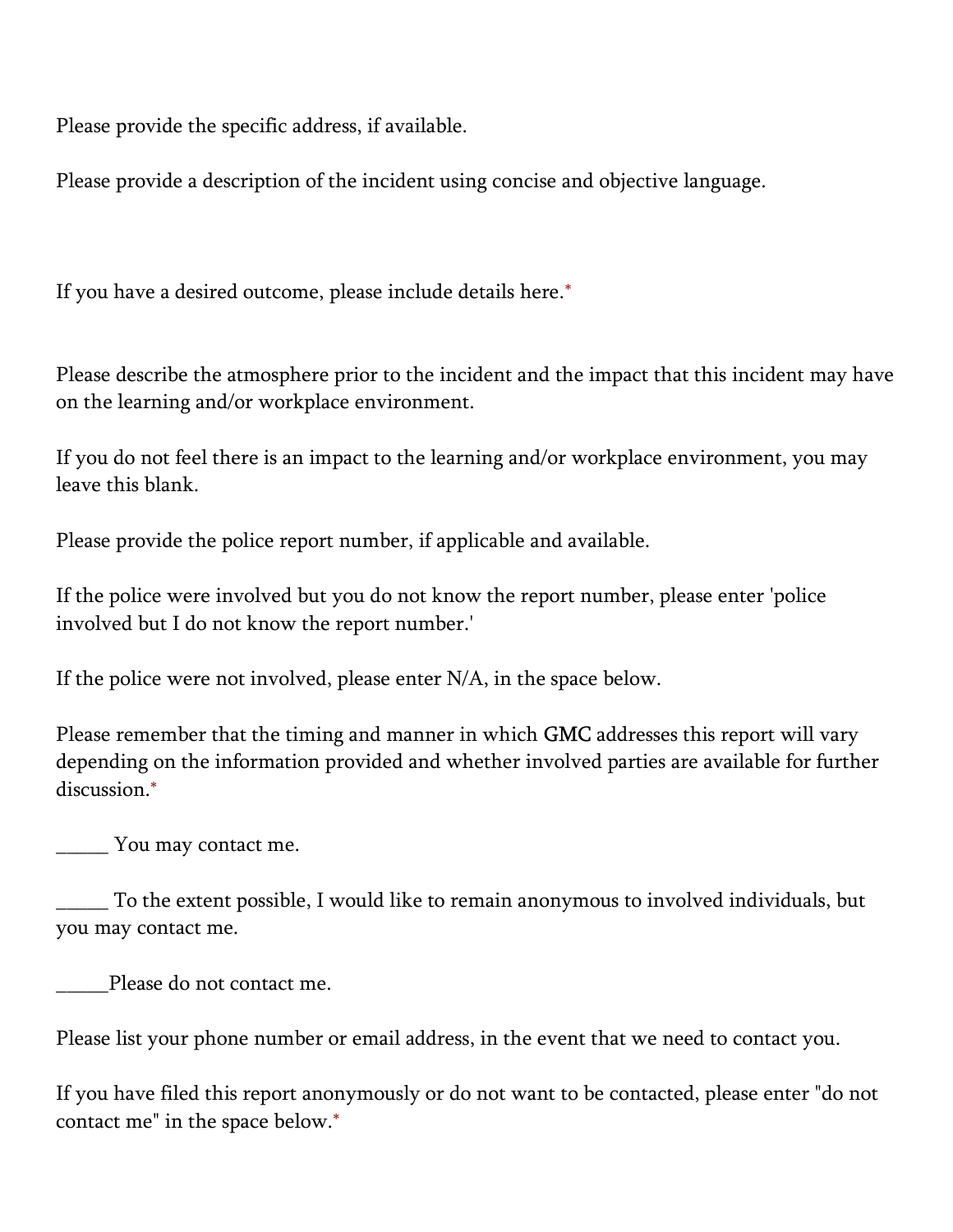Please provide the specific address, if available.

Please provide a description of the incident using concise and objective language.

If you have a desired outcome, please include details here.*

Please describe the atmosphere prior to the incident and the impact that this incident may have on the learning and/or workplace environment.

If you do not feel there is an impact to the learning and/or workplace environment, you may leave this blank.

Please provide the police report number, if applicable and available.

If the police were involved but you do not know the report number, please enter 'police involved but I do not know the report number.'

If the police were not involved, please enter N/A, in the space below.

Please remember that the timing and manner in which GMC addresses this report will vary depending on the information provided and whether involved parties are available for further discussion.*

_____ You may contact me.

_____ To the extent possible, I would like to remain anonymous to involved individuals, but you may contact me.

_____Please do not contact me.

Please list your phone number or email address, in the event that we need to contact you.

If you have filed this report anonymously or do not want to be contacted, please enter "do not contact me" in the space below.*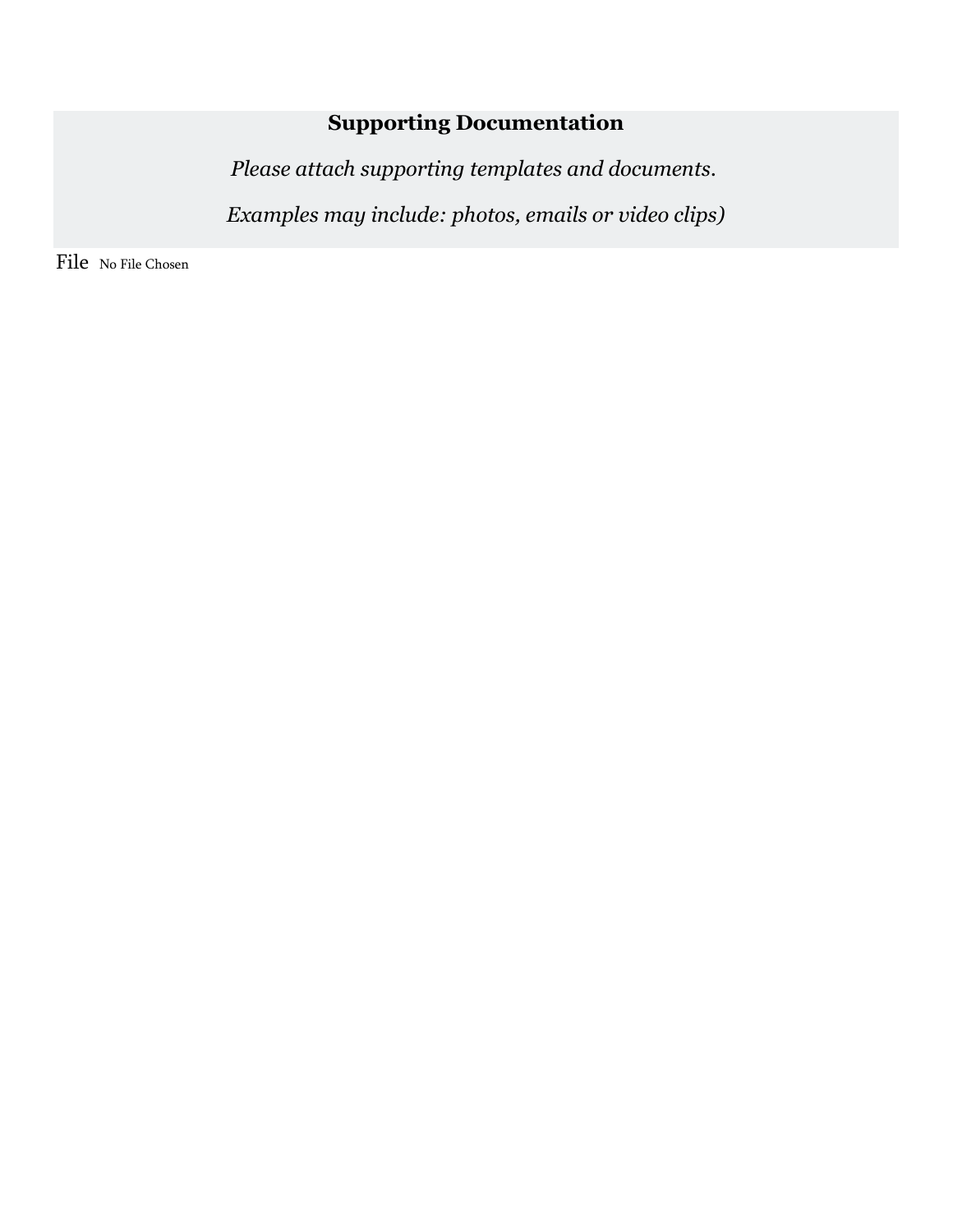## Supporting Documentation

*Please attach supporting templates and documents.*

*Examples may include: photos, emails or video clips)*

File No File Chosen